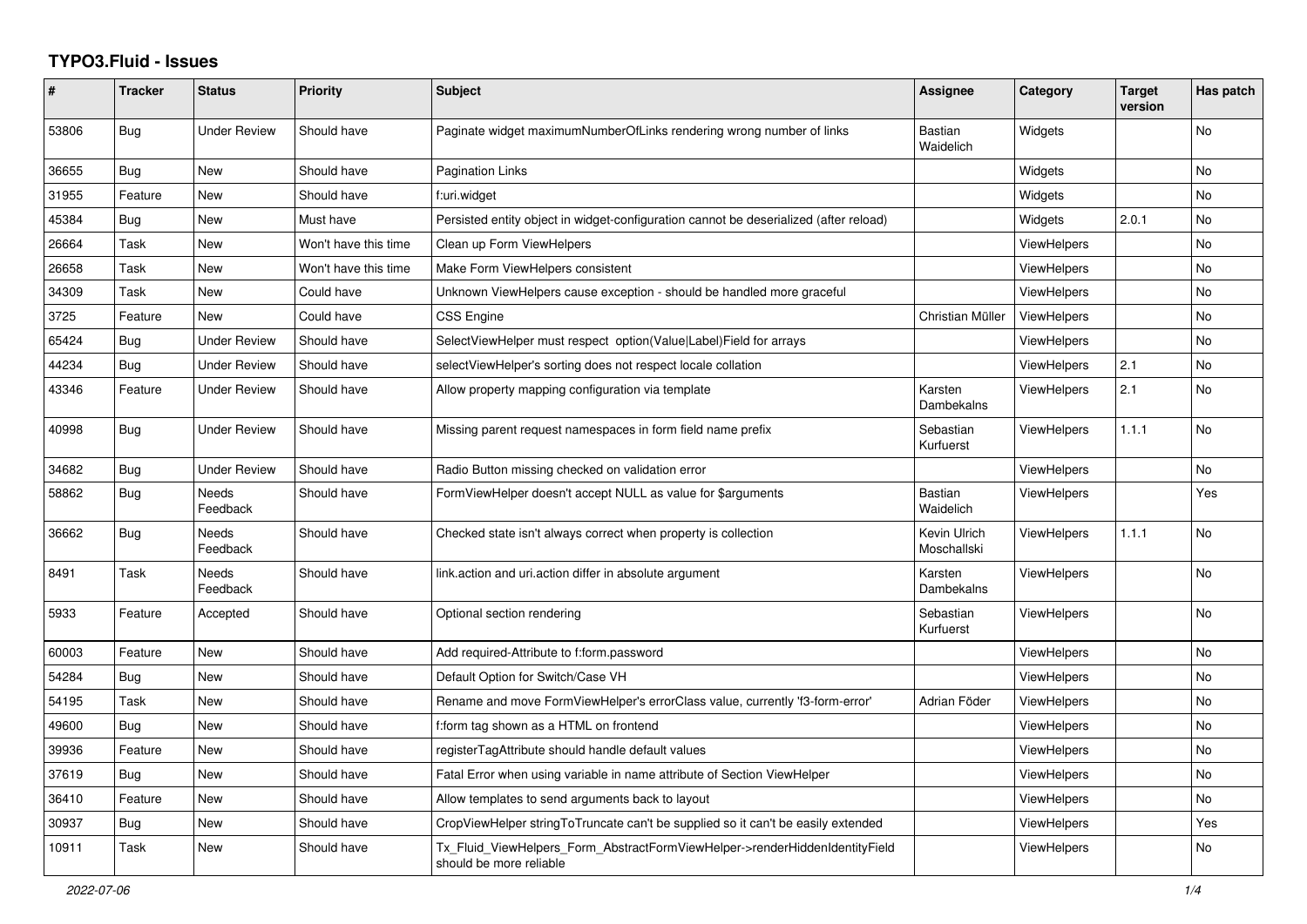# TYPO3.Fluid - Issues

| # | Tracker | Status | Priority | Subject | Assignee | Category | Target version | Has patch |
|---|---|---|---|---|---|---|---|---|
| 53806 | Bug | Under Review | Should have | Paginate widget maximumNumberOfLinks rendering wrong number of links | Bastian Waidelich | Widgets | | No |
| 36655 | Bug | New | Should have | Pagination Links | | Widgets | | No |
| 31955 | Feature | New | Should have | f:uri.widget | | Widgets | | No |
| 45384 | Bug | New | Must have | Persisted entity object in widget-configuration cannot be deserialized (after reload) | | Widgets | 2.0.1 | No |
| 26664 | Task | New | Won't have this time | Clean up Form ViewHelpers | | ViewHelpers | | No |
| 26658 | Task | New | Won't have this time | Make Form ViewHelpers consistent | | ViewHelpers | | No |
| 34309 | Task | New | Could have | Unknown ViewHelpers cause exception - should be handled more graceful | | ViewHelpers | | No |
| 3725 | Feature | New | Could have | CSS Engine | Christian Müller | ViewHelpers | | No |
| 65424 | Bug | Under Review | Should have | SelectViewHelper must respect option(Value\|Label)Field for arrays | | ViewHelpers | | No |
| 44234 | Bug | Under Review | Should have | selectViewHelper's sorting does not respect locale collation | | ViewHelpers | 2.1 | No |
| 43346 | Feature | Under Review | Should have | Allow property mapping configuration via template | Karsten Dambekalns | ViewHelpers | 2.1 | No |
| 40998 | Bug | Under Review | Should have | Missing parent request namespaces in form field name prefix | Sebastian Kurfuerst | ViewHelpers | 1.1.1 | No |
| 34682 | Bug | Under Review | Should have | Radio Button missing checked on validation error | | ViewHelpers | | No |
| 58862 | Bug | Needs Feedback | Should have | FormViewHelper doesn't accept NULL as value for $arguments | Bastian Waidelich | ViewHelpers | | Yes |
| 36662 | Bug | Needs Feedback | Should have | Checked state isn't always correct when property is collection | Kevin Ulrich Moschallski | ViewHelpers | 1.1.1 | No |
| 8491 | Task | Needs Feedback | Should have | link.action and uri.action differ in absolute argument | Karsten Dambekalns | ViewHelpers | | No |
| 5933 | Feature | Accepted | Should have | Optional section rendering | Sebastian Kurfuerst | ViewHelpers | | No |
| 60003 | Feature | New | Should have | Add required-Attribute to f:form.password | | ViewHelpers | | No |
| 54284 | Bug | New | Should have | Default Option for Switch/Case VH | | ViewHelpers | | No |
| 54195 | Task | New | Should have | Rename and move FormViewHelper's errorClass value, currently 'f3-form-error' | Adrian Föder | ViewHelpers | | No |
| 49600 | Bug | New | Should have | f:form tag shown as a HTML on frontend | | ViewHelpers | | No |
| 39936 | Feature | New | Should have | registerTagAttribute should handle default values | | ViewHelpers | | No |
| 37619 | Bug | New | Should have | Fatal Error when using variable in name attribute of Section ViewHelper | | ViewHelpers | | No |
| 36410 | Feature | New | Should have | Allow templates to send arguments back to layout | | ViewHelpers | | No |
| 30937 | Bug | New | Should have | CropViewHelper stringToTruncate can't be supplied so it can't be easily extended | | ViewHelpers | | Yes |
| 10911 | Task | New | Should have | Tx_Fluid_ViewHelpers_Form_AbstractFormViewHelper->renderHiddenIdentityField should be more reliable | | ViewHelpers | | No |

2022-07-06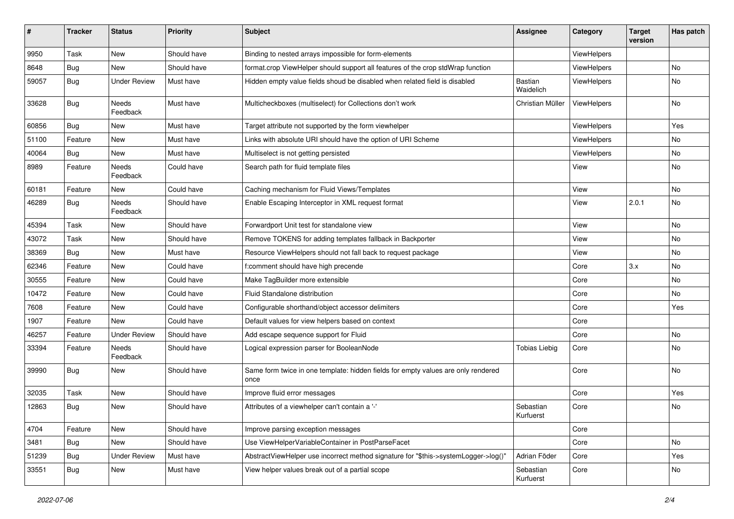| # | Tracker | Status | Priority | Subject | Assignee | Category | Target version | Has patch |
|---|---|---|---|---|---|---|---|---|
| 9950 | Task | New | Should have | Binding to nested arrays impossible for form-elements | | ViewHelpers | | |
| 8648 | Bug | New | Should have | format.crop ViewHelper should support all features of the crop stdWrap function | | ViewHelpers | | No |
| 59057 | Bug | Under Review | Must have | Hidden empty value fields shoud be disabled when related field is disabled | Bastian Waidelich | ViewHelpers | | No |
| 33628 | Bug | Needs Feedback | Must have | Multicheckboxes (multiselect) for Collections don't work | Christian Müller | ViewHelpers | | No |
| 60856 | Bug | New | Must have | Target attribute not supported by the form viewhelper | | ViewHelpers | | Yes |
| 51100 | Feature | New | Must have | Links with absolute URI should have the option of URI Scheme | | ViewHelpers | | No |
| 40064 | Bug | New | Must have | Multiselect is not getting persisted | | ViewHelpers | | No |
| 8989 | Feature | Needs Feedback | Could have | Search path for fluid template files | | View | | No |
| 60181 | Feature | New | Could have | Caching mechanism for Fluid Views/Templates | | View | | No |
| 46289 | Bug | Needs Feedback | Should have | Enable Escaping Interceptor in XML request format | | View | 2.0.1 | No |
| 45394 | Task | New | Should have | Forwardport Unit test for standalone view | | View | | No |
| 43072 | Task | New | Should have | Remove TOKENS for adding templates fallback in Backporter | | View | | No |
| 38369 | Bug | New | Must have | Resource ViewHelpers should not fall back to request package | | View | | No |
| 62346 | Feature | New | Could have | f:comment should have high precende | | Core | 3.x | No |
| 30555 | Feature | New | Could have | Make TagBuilder more extensible | | Core | | No |
| 10472 | Feature | New | Could have | Fluid Standalone distribution | | Core | | No |
| 7608 | Feature | New | Could have | Configurable shorthand/object accessor delimiters | | Core | | Yes |
| 1907 | Feature | New | Could have | Default values for view helpers based on context | | Core | | |
| 46257 | Feature | Under Review | Should have | Add escape sequence support for Fluid | | Core | | No |
| 33394 | Feature | Needs Feedback | Should have | Logical expression parser for BooleanNode | Tobias Liebig | Core | | No |
| 39990 | Bug | New | Should have | Same form twice in one template: hidden fields for empty values are only rendered once | | Core | | No |
| 32035 | Task | New | Should have | Improve fluid error messages | | Core | | Yes |
| 12863 | Bug | New | Should have | Attributes of a viewhelper can't contain a '-' | Sebastian Kurfuerst | Core | | No |
| 4704 | Feature | New | Should have | Improve parsing exception messages | | Core | | |
| 3481 | Bug | New | Should have | Use ViewHelperVariableContainer in PostParseFacet | | Core | | No |
| 51239 | Bug | Under Review | Must have | AbstractViewHelper use incorrect method signature for "$this->systemLogger->log()" | Adrian Föder | Core | | Yes |
| 33551 | Bug | New | Must have | View helper values break out of a partial scope | Sebastian Kurfuerst | Core | | No |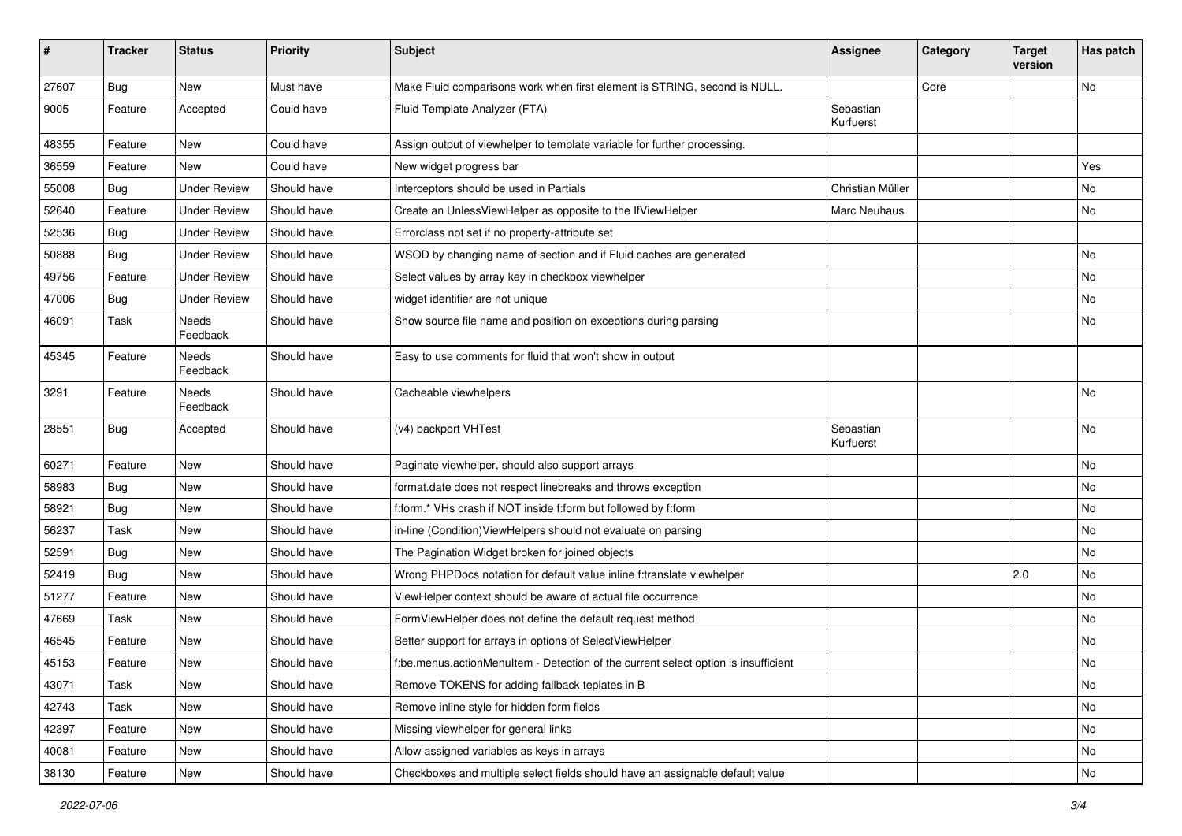| # | Tracker | Status | Priority | Subject | Assignee | Category | Target version | Has patch |
|---|---|---|---|---|---|---|---|---|
| 27607 | Bug | New | Must have | Make Fluid comparisons work when first element is STRING, second is NULL. | | Core | | No |
| 9005 | Feature | Accepted | Could have | Fluid Template Analyzer (FTA) | Sebastian Kurfuerst | | | |
| 48355 | Feature | New | Could have | Assign output of viewhelper to template variable for further processing. | | | | |
| 36559 | Feature | New | Could have | New widget progress bar | | | | Yes |
| 55008 | Bug | Under Review | Should have | Interceptors should be used in Partials | Christian Müller | | | No |
| 52640 | Feature | Under Review | Should have | Create an UnlessViewHelper as opposite to the IfViewHelper | Marc Neuhaus | | | No |
| 52536 | Bug | Under Review | Should have | Errorclass not set if no property-attribute set | | | | |
| 50888 | Bug | Under Review | Should have | WSOD by changing name of section and if Fluid caches are generated | | | | No |
| 49756 | Feature | Under Review | Should have | Select values by array key in checkbox viewhelper | | | | No |
| 47006 | Bug | Under Review | Should have | widget identifier are not unique | | | | No |
| 46091 | Task | Needs Feedback | Should have | Show source file name and position on exceptions during parsing | | | | No |
| 45345 | Feature | Needs Feedback | Should have | Easy to use comments for fluid that won't show in output | | | | |
| 3291 | Feature | Needs Feedback | Should have | Cacheable viewhelpers | | | | No |
| 28551 | Bug | Accepted | Should have | (v4) backport VHTest | Sebastian Kurfuerst | | | No |
| 60271 | Feature | New | Should have | Paginate viewhelper, should also support arrays | | | | No |
| 58983 | Bug | New | Should have | format.date does not respect linebreaks and throws exception | | | | No |
| 58921 | Bug | New | Should have | f:form.* VHs crash if NOT inside f:form but followed by f:form | | | | No |
| 56237 | Task | New | Should have | in-line (Condition)ViewHelpers should not evaluate on parsing | | | | No |
| 52591 | Bug | New | Should have | The Pagination Widget broken for joined objects | | | | No |
| 52419 | Bug | New | Should have | Wrong PHPDocs notation for default value inline f:translate viewhelper | | | 2.0 | No |
| 51277 | Feature | New | Should have | ViewHelper context should be aware of actual file occurrence | | | | No |
| 47669 | Task | New | Should have | FormViewHelper does not define the default request method | | | | No |
| 46545 | Feature | New | Should have | Better support for arrays in options of SelectViewHelper | | | | No |
| 45153 | Feature | New | Should have | f:be.menus.actionMenuItem - Detection of the current select option is insufficient | | | | No |
| 43071 | Task | New | Should have | Remove TOKENS for adding fallback teplates in B | | | | No |
| 42743 | Task | New | Should have | Remove inline style for hidden form fields | | | | No |
| 42397 | Feature | New | Should have | Missing viewhelper for general links | | | | No |
| 40081 | Feature | New | Should have | Allow assigned variables as keys in arrays | | | | No |
| 38130 | Feature | New | Should have | Checkboxes and multiple select fields should have an assignable default value | | | | No |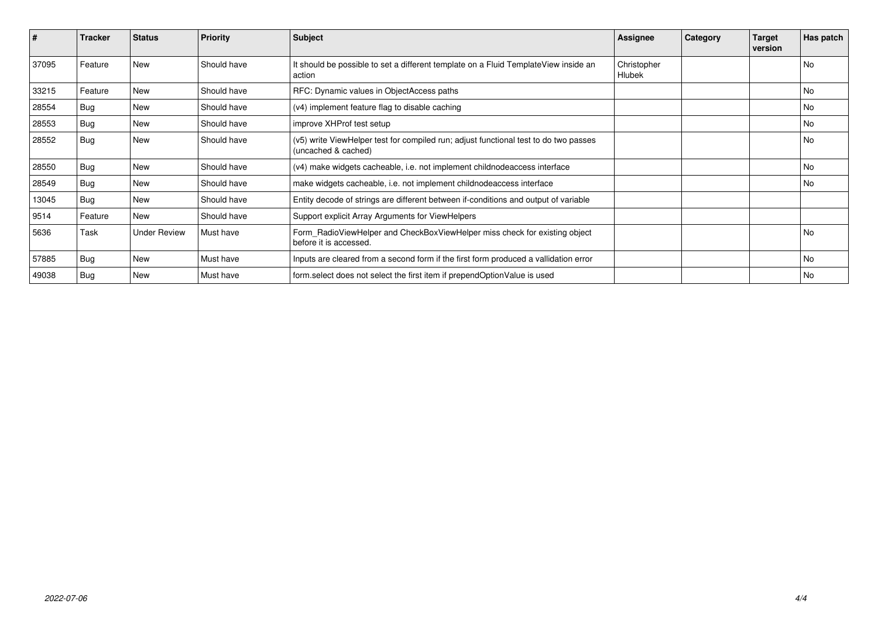| # | Tracker | Status | Priority | Subject | Assignee | Category | Target version | Has patch |
|---|---|---|---|---|---|---|---|---|
| 37095 | Feature | New | Should have | It should be possible to set a different template on a Fluid TemplateView inside an action | Christopher Hlubek | | | No |
| 33215 | Feature | New | Should have | RFC: Dynamic values in ObjectAccess paths | | | | No |
| 28554 | Bug | New | Should have | (v4) implement feature flag to disable caching | | | | No |
| 28553 | Bug | New | Should have | improve XHProf test setup | | | | No |
| 28552 | Bug | New | Should have | (v5) write ViewHelper test for compiled run; adjust functional test to do two passes (uncached & cached) | | | | No |
| 28550 | Bug | New | Should have | (v4) make widgets cacheable, i.e. not implement childnodeaccess interface | | | | No |
| 28549 | Bug | New | Should have | make widgets cacheable, i.e. not implement childnodeaccess interface | | | | No |
| 13045 | Bug | New | Should have | Entity decode of strings are different between if-conditions and output of variable | | | | |
| 9514 | Feature | New | Should have | Support explicit Array Arguments for ViewHelpers | | | | |
| 5636 | Task | Under Review | Must have | Form_RadioViewHelper and CheckBoxViewHelper miss check for existing object before it is accessed. | | | | No |
| 57885 | Bug | New | Must have | Inputs are cleared from a second form if the first form produced a vallidation error | | | | No |
| 49038 | Bug | New | Must have | form.select does not select the first item if prependOptionValue is used | | | | No |